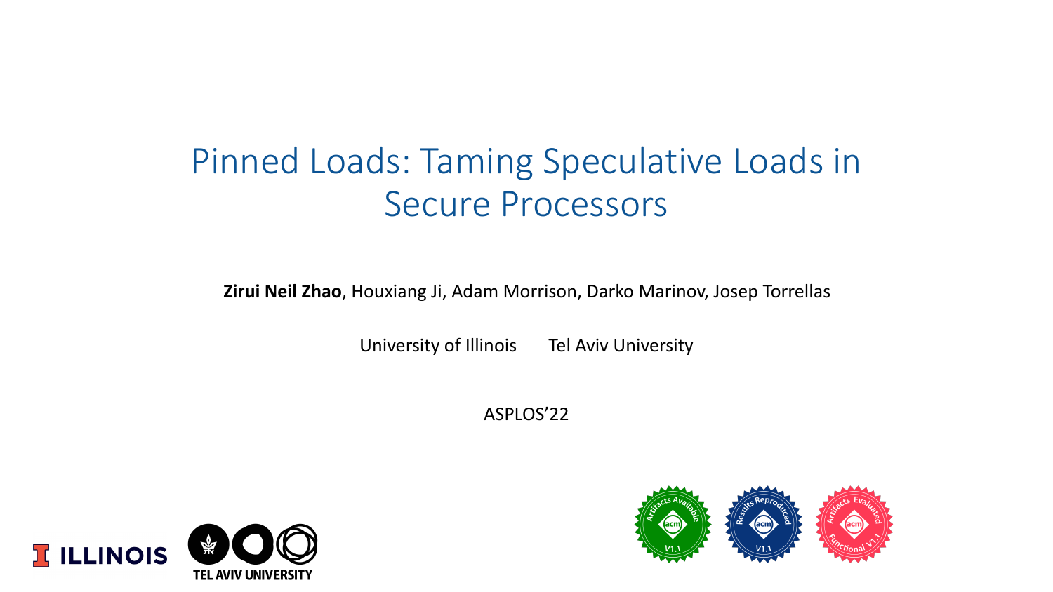# Pinned Loads: Taming Speculative Loads in Secure Processors

**Zirui Neil Zhao**, Houxiang Ji, Adam Morrison, Darko Marinov, Josep Torrellas

University of Illinois Tel Aviv University

ASPLOS'22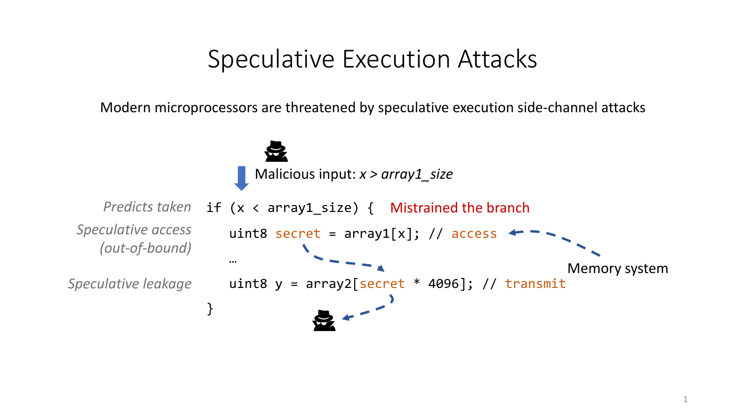# Speculative Execution Attacks

Modern microprocessors are threatened by speculative execution side-channel attacks

Malicious input: *x > array1_size*

*Predicts taken* — Mistrained the branch

*Speculative access (out-of-bound)*

*Speculative leakage*

```
if (x < array1_size) {
    uint8 secret = array1[x]; // access
    …
    uint8 y = array2[secret * 4096]; // transmit
}
```

Memory system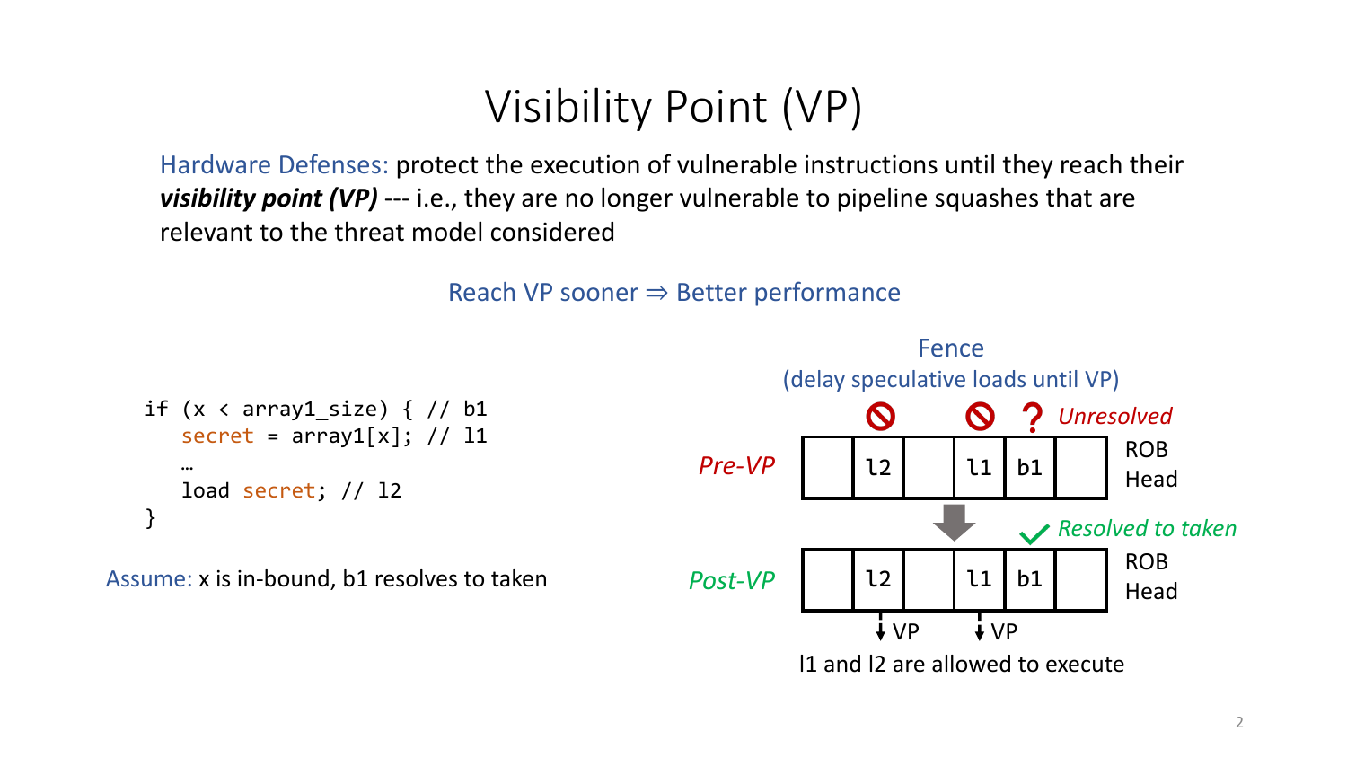# Visibility Point (VP)

Hardware Defenses: protect the execution of vulnerable instructions until they reach their ***visibility point (VP)*** --- i.e., they are no longer vulnerable to pipeline squashes that are relevant to the threat model considered

Reach VP sooner ⇒ Better performance

```
if (x < array1_size) { // b1
   secret = array1[x]; // l1
   …
   load secret; // l2
}
```

Assume: x is in-bound, b1 resolves to taken

Fence
(delay speculative loads until VP)

*Unresolved*

*Pre-VP*

| | l2 | | l1 | b1 | |
|---|---|---|---|---|---|

ROB Head

*Resolved to taken*

*Post-VP*

| | l2 | | l1 | b1 | |
|---|---|---|---|---|---|

ROB Head

VP VP

l1 and l2 are allowed to execute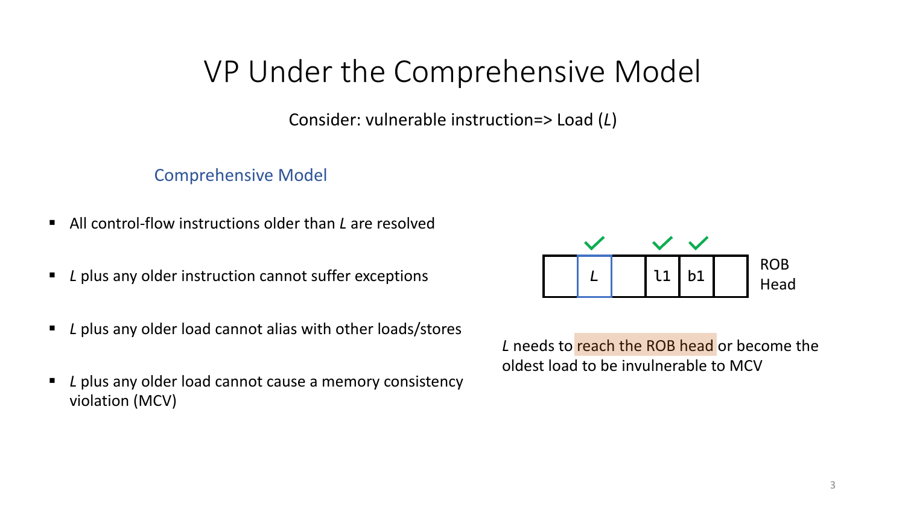# VP Under the Comprehensive Model

Consider: vulnerable instruction=> Load (*L*)

## Comprehensive Model

- All control-flow instructions older than *L* are resolved
- *L* plus any older instruction cannot suffer exceptions
- *L* plus any older load cannot alias with other loads/stores
- *L* plus any older load cannot cause a memory consistency violation (MCV)

| | *L* | | l1 | b1 | |
|---|---|---|---|---|---|

ROB Head

*L* needs to reach the ROB head or become the oldest load to be invulnerable to MCV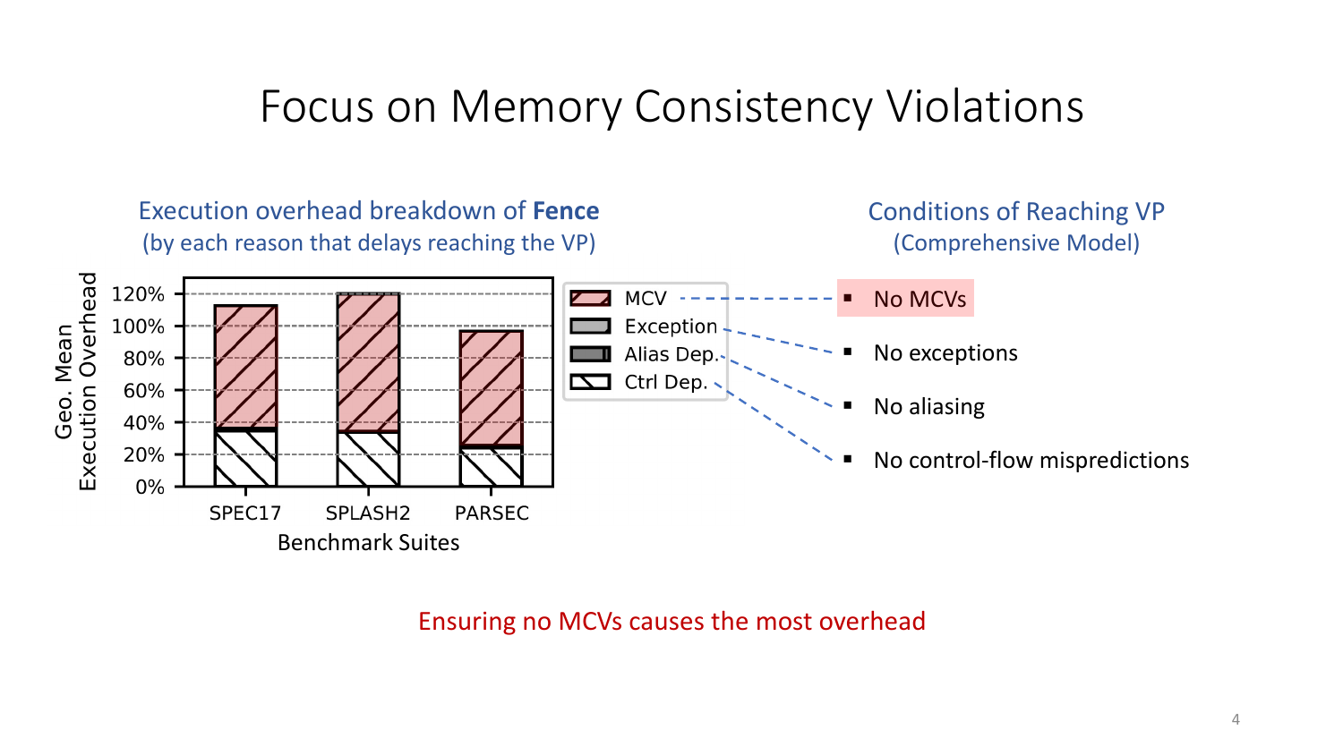# Focus on Memory Consistency Violations

**Execution overhead breakdown of Fence**
(by each reason that delays reaching the VP)

**Conditions of Reaching VP**
(Comprehensive Model)

- No MCVs
- No exceptions
- No aliasing
- No control-flow mispredictions

Ensuring no MCVs causes the most overhead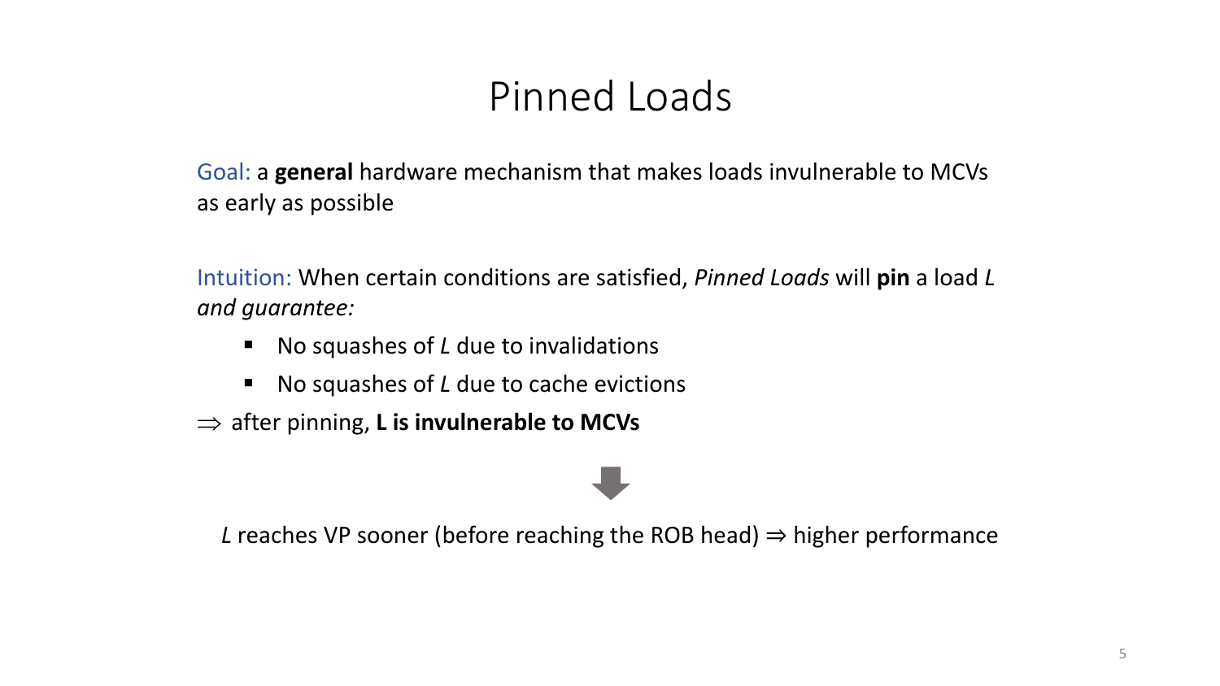# Pinned Loads

Goal: a **general** hardware mechanism that makes loads invulnerable to MCVs as early as possible

Intuition: When certain conditions are satisfied, *Pinned Loads* will **pin** a load *L and guarantee:*

- No squashes of *L* due to invalidations
- No squashes of *L* due to cache evictions

$\Rightarrow$ after pinning, **L is invulnerable to MCVs**

*L* reaches VP sooner (before reaching the ROB head) $\Rightarrow$ higher performance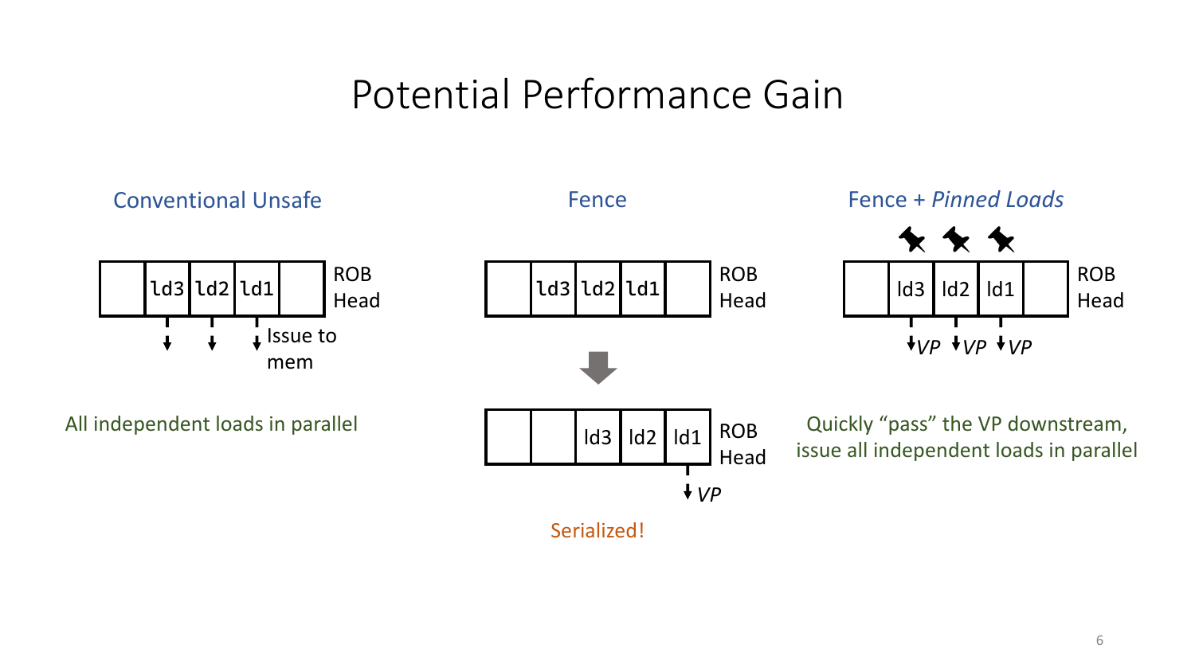# Potential Performance Gain

## Conventional Unsafe

| | ld3 | ld2 | ld1 | | ROB Head |
|---|---|---|---|---|---|

↓ ↓ ↓ Issue to mem

All independent loads in parallel

## Fence

| | ld3 | ld2 | ld1 | | ROB Head |
|---|---|---|---|---|---|

| | | ld3 | ld2 | ld1 | ROB Head |
|---|---|---|---|---|---|

↓ *VP*

Serialized!

## Fence + *Pinned Loads*

| | ld3 | ld2 | ld1 | | ROB Head |
|---|---|---|---|---|---|

↓*VP* ↓*VP* ↓*VP*

Quickly "pass" the VP downstream, issue all independent loads in parallel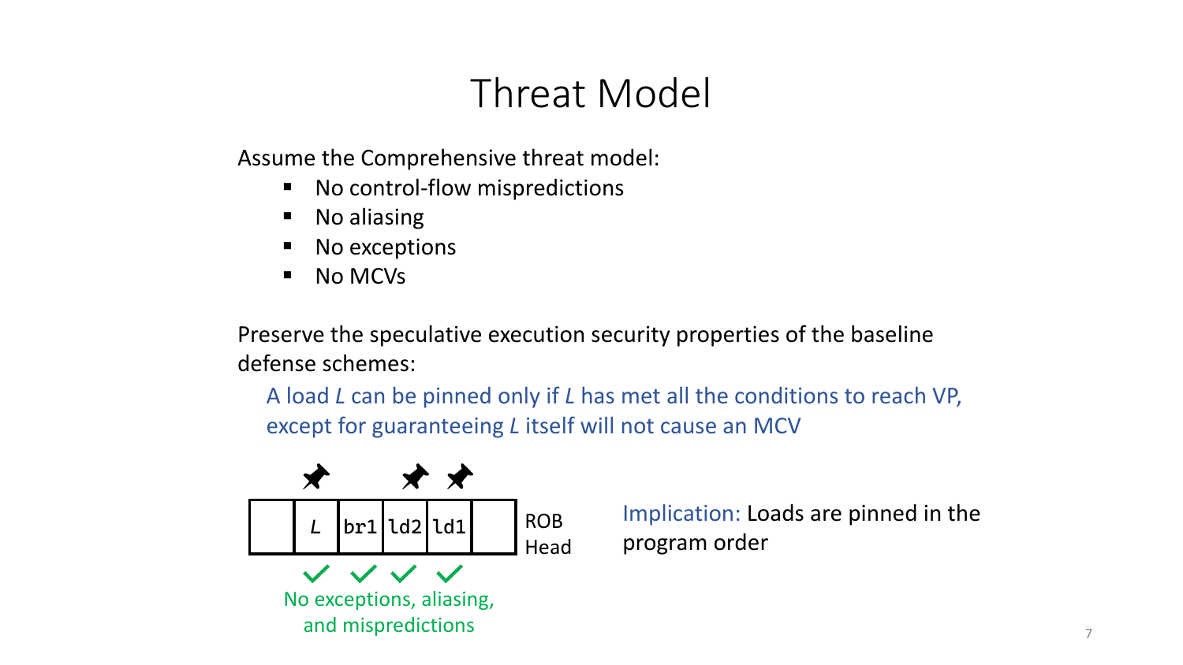# Threat Model

Assume the Comprehensive threat model:

- No control-flow mispredictions
- No aliasing
- No exceptions
- No MCVs

Preserve the speculative execution security properties of the baseline defense schemes:

A load *L* can be pinned only if *L* has met all the conditions to reach VP, except for guaranteeing *L* itself will not cause an MCV

| | *L* | br1 | ld2 | ld1 | | ROB Head |
|---|---|---|---|---|---|---|

No exceptions, aliasing, and mispredictions

Implication: Loads are pinned in the program order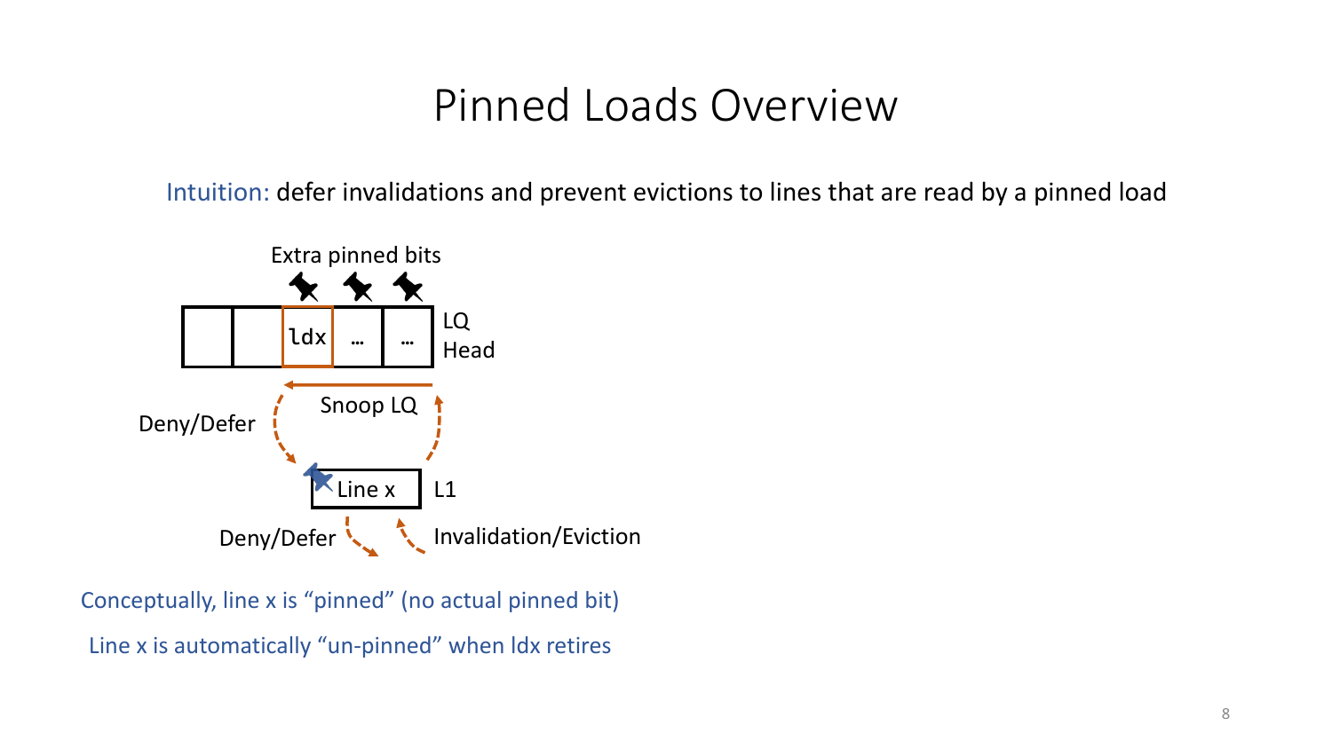# Pinned Loads Overview

Intuition: defer invalidations and prevent evictions to lines that are read by a pinned load

Extra pinned bits

| | | ldx | … | … |
|---|---|---|---|---|

LQ Head

Snoop LQ

Deny/Defer

Line x — L1

Deny/Defer

Invalidation/Eviction

Conceptually, line x is “pinned” (no actual pinned bit)

Line x is automatically “un-pinned” when ldx retires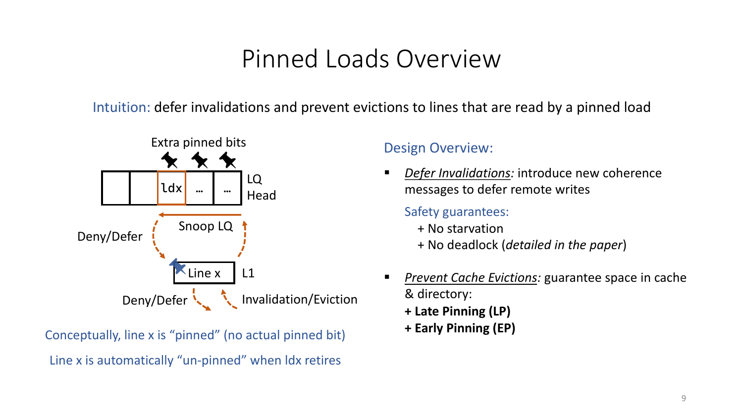# Pinned Loads Overview

Intuition: defer invalidations and prevent evictions to lines that are read by a pinned load

Extra pinned bits

| | | ldx | … | … |
|---|---|---|---|---|

LQ Head

Snoop LQ

Deny/Defer

Line x

L1

Deny/Defer

Invalidation/Eviction

Conceptually, line x is "pinned" (no actual pinned bit)

Line x is automatically "un-pinned" when ldx retires

## Design Overview:

- *Defer Invalidations:* introduce new coherence messages to defer remote writes

  Safety guarantees:

  + No starvation

  + No deadlock (*detailed in the paper*)

- *Prevent Cache Evictions:* guarantee space in cache & directory:

  **+ Late Pinning (LP)**

  **+ Early Pinning (EP)**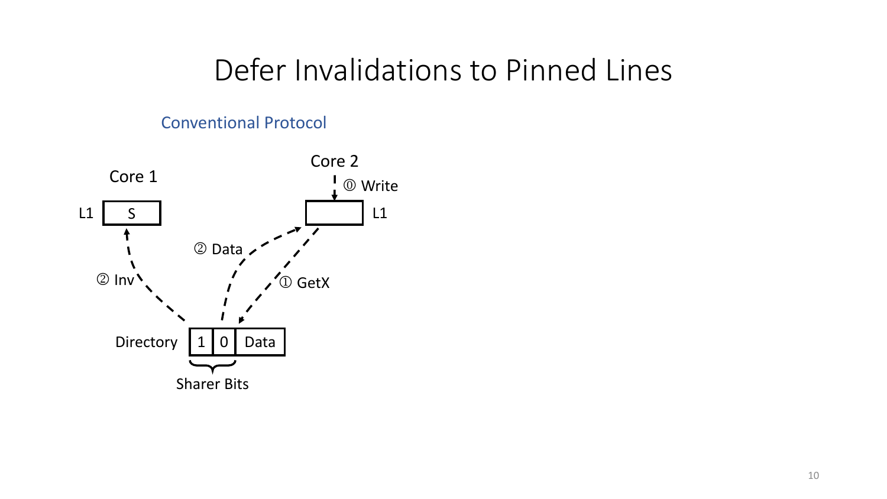# Defer Invalidations to Pinned Lines

Conventional Protocol

Core 1

L1 S

Core 2

⓪ Write

L1

② Data

② Inv

① GetX

Directory 1 0 Data

Sharer Bits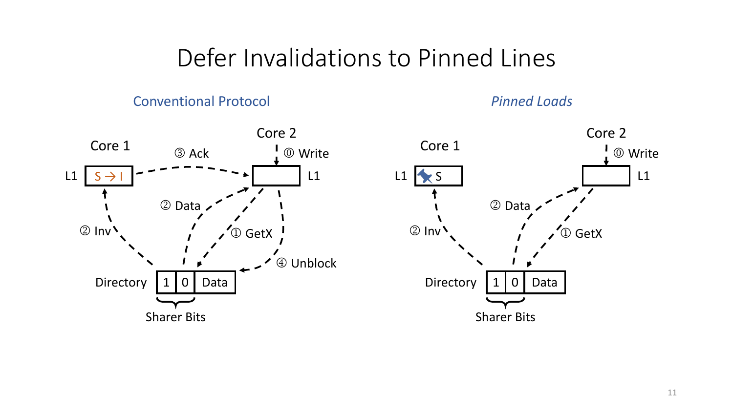# Defer Invalidations to Pinned Lines

### Conventional Protocol

Core 1

L1 S → I

③ Ack

Core 2

⓪ Write

L1

② Data

② Inv

① GetX

④ Unblock

Directory | 1 | 0 | Data |

Sharer Bits

### *Pinned Loads*

Core 1

L1 S

Core 2

⓪ Write

L1

② Data

② Inv

① GetX

Directory | 1 | 0 | Data |

Sharer Bits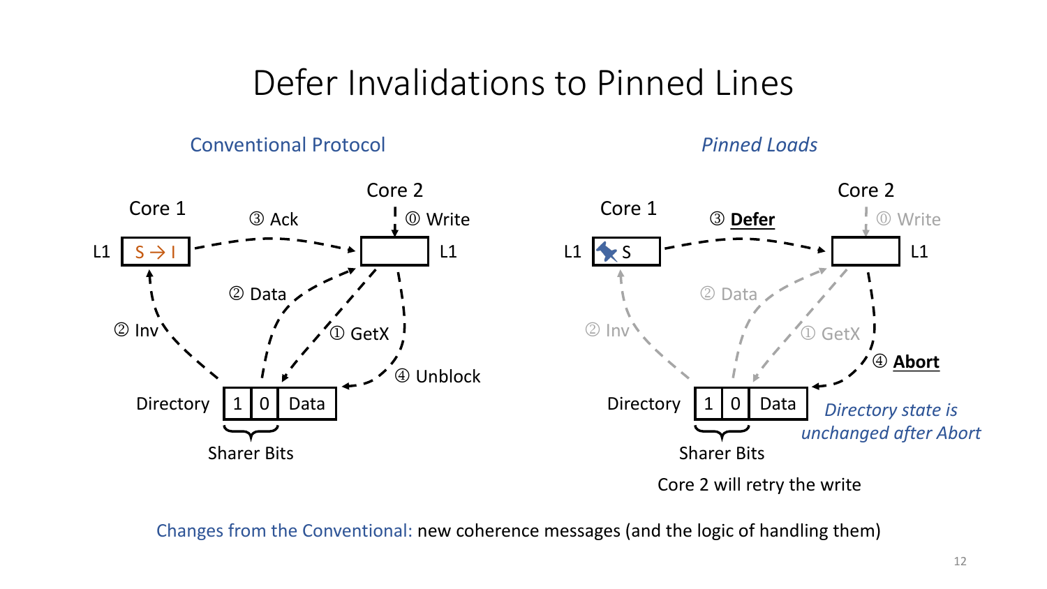# Defer Invalidations to Pinned Lines

## Conventional Protocol

Core 1

L1 S → I

Core 2

⓪ Write

L1

① GetX

② Inv

② Data

③ Ack

④ Unblock

Directory | 1 | 0 | Data |

Sharer Bits

## *Pinned Loads*

Core 1

L1 S

Core 2

⓪ Write

L1

① GetX

② Inv

② Data

③ **Defer**

④ **Abort**

Directory | 1 | 0 | Data |

Sharer Bits

*Directory state is unchanged after Abort*

Core 2 will retry the write

Changes from the Conventional: new coherence messages (and the logic of handling them)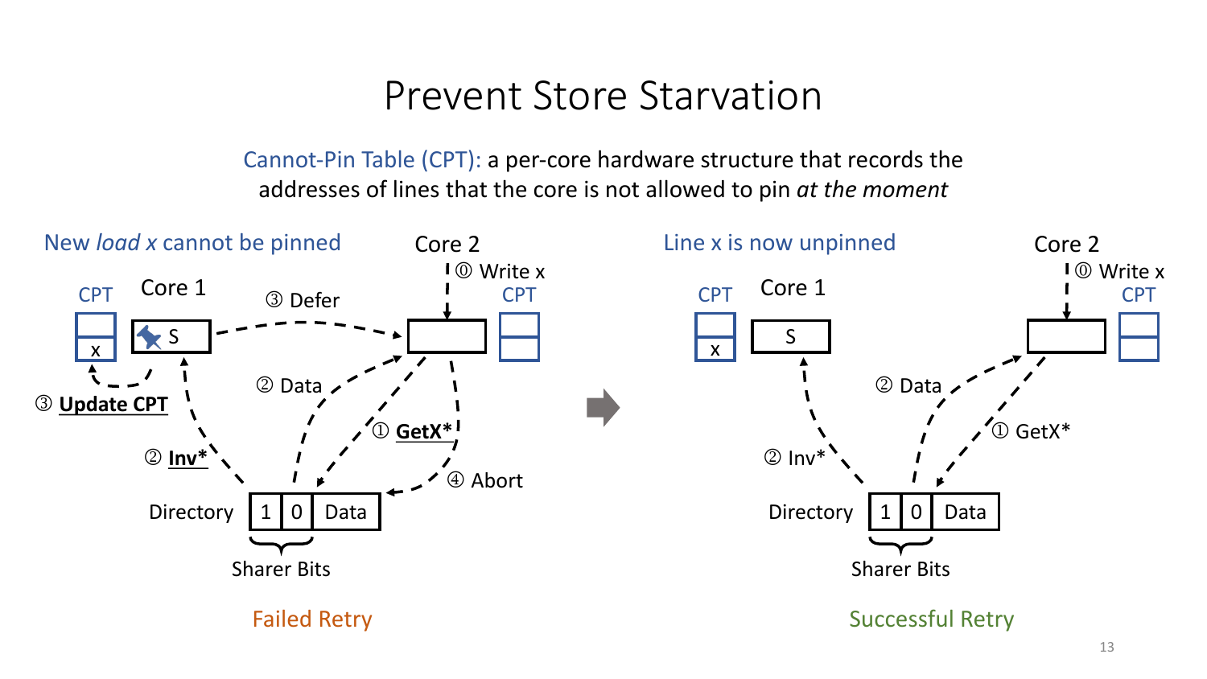# Prevent Store Starvation

Cannot-Pin Table (CPT): a per-core hardware structure that records the addresses of lines that the core is not allowed to pin *at the moment*

New *load x* cannot be pinned

Core 2

⓪ Write x

CPT

CPT

Core 1

S

x

③ Defer

② Data

③ **Update CPT**

② **Inv***

① **GetX***

④ Abort

Directory

1 | 0 | Data

Sharer Bits

Failed Retry

Line x is now unpinned

Core 2

⓪ Write x

CPT

CPT

Core 1

S

x

② Data

② Inv*

① GetX*

Directory

1 | 0 | Data

Sharer Bits

Successful Retry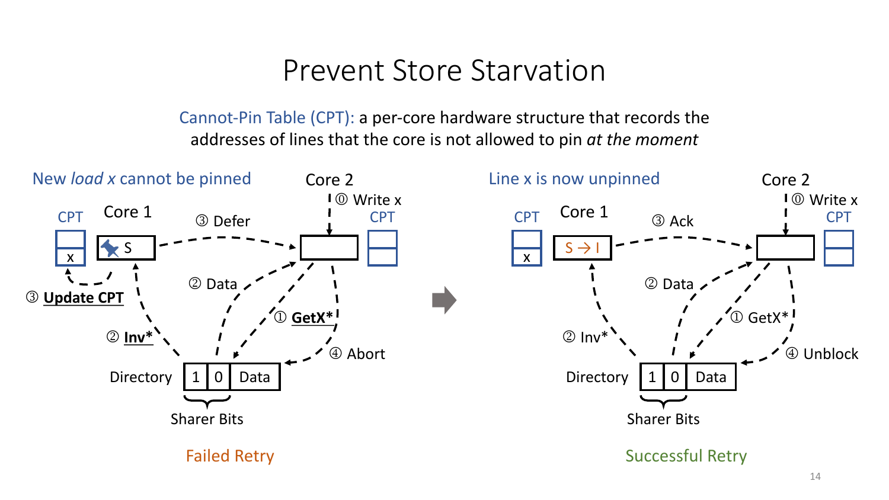# Prevent Store Starvation

Cannot-Pin Table (CPT): a per-core hardware structure that records the addresses of lines that the core is not allowed to pin *at the moment*

**Failed Retry**

New *load x* cannot be pinned

- ⓪ Write x (Core 2)
- ① **GetX***
- ② Data
- ② **Inv***
- ③ Defer
- ③ **Update CPT**
- ④ Abort

Core 1: S (pinned), CPT: x
Core 2: CPT
Directory: 1 | 0 | Data (Sharer Bits)

**Successful Retry**

Line x is now unpinned

- ⓪ Write x (Core 2)
- ① GetX*
- ② Data
- ② Inv*
- ③ Ack
- ④ Unblock

Core 1: S → I, CPT: x
Core 2: CPT
Directory: 1 | 0 | Data (Sharer Bits)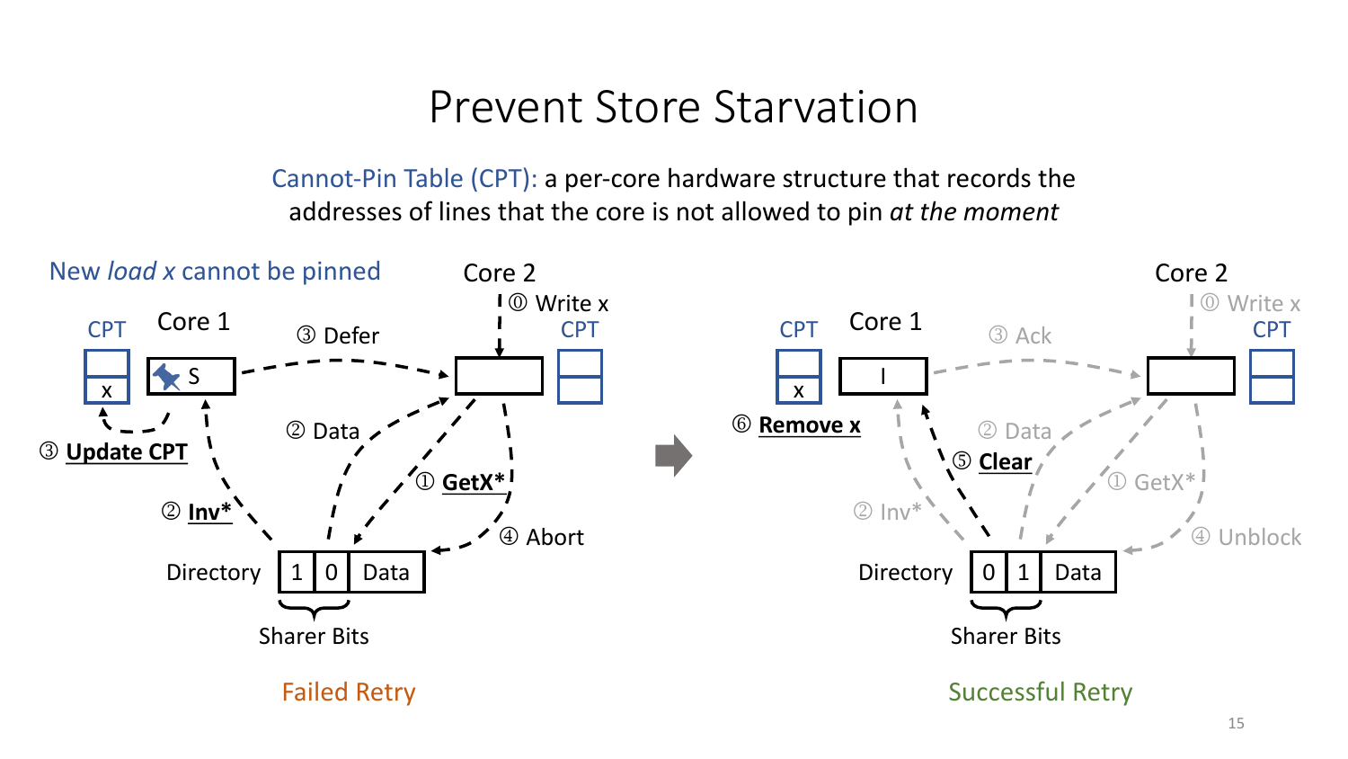# Prevent Store Starvation

Cannot-Pin Table (CPT): a per-core hardware structure that records the addresses of lines that the core is not allowed to pin *at the moment*

New *load x* cannot be pinned

Core 2

⓪ Write x

CPT

Core 1

S

x

③ Defer

③ **Update CPT**

② Data

① **GetX***

② **Inv***

④ Abort

Directory | 1 | 0 | Data

Sharer Bits

Failed Retry

Core 2

⓪ Write x

CPT

Core 1

I

x

③ Ack

⑥ **Remove x**

② Data

⑤ **Clear**

① GetX*

② Inv*

④ Unblock

Directory | 0 | 1 | Data

Sharer Bits

Successful Retry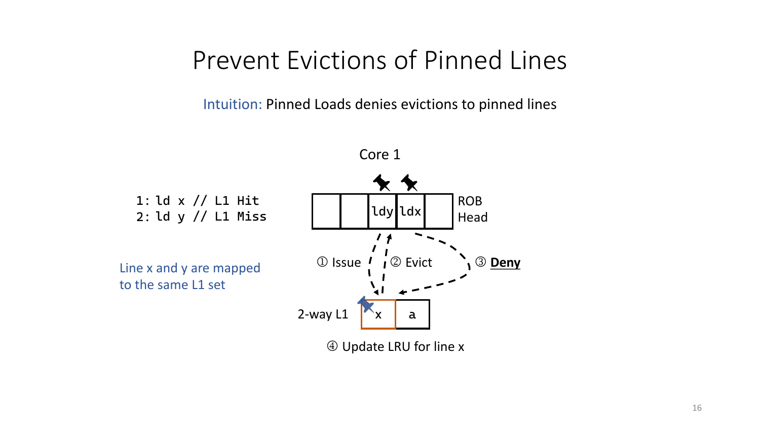# Prevent Evictions of Pinned Lines

Intuition: Pinned Loads denies evictions to pinned lines

```
1: ld x // L1 Hit
2: ld y // L1 Miss
```

Line x and y are mapped to the same L1 set

Core 1

ldy | ldx

ROB Head

① Issue

② Evict

③ **Deny**

2-way L1

x | a

④ Update LRU for line x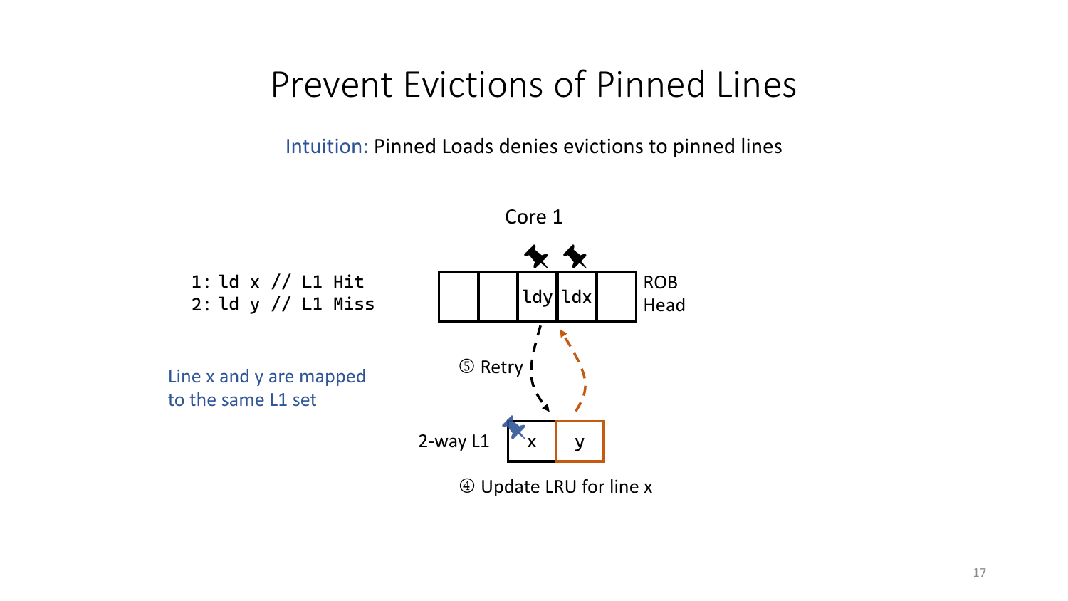# Prevent Evictions of Pinned Lines

Intuition: Pinned Loads denies evictions to pinned lines

```
1: ld x // L1 Hit
2: ld y // L1 Miss
```

Line x and y are mapped to the same L1 set

Core 1

| | | ldy | ldx | |
|---|---|---|---|---|

ROB Head

⑤ Retry

2-way L1

| x | y |
|---|---|

④ Update LRU for line x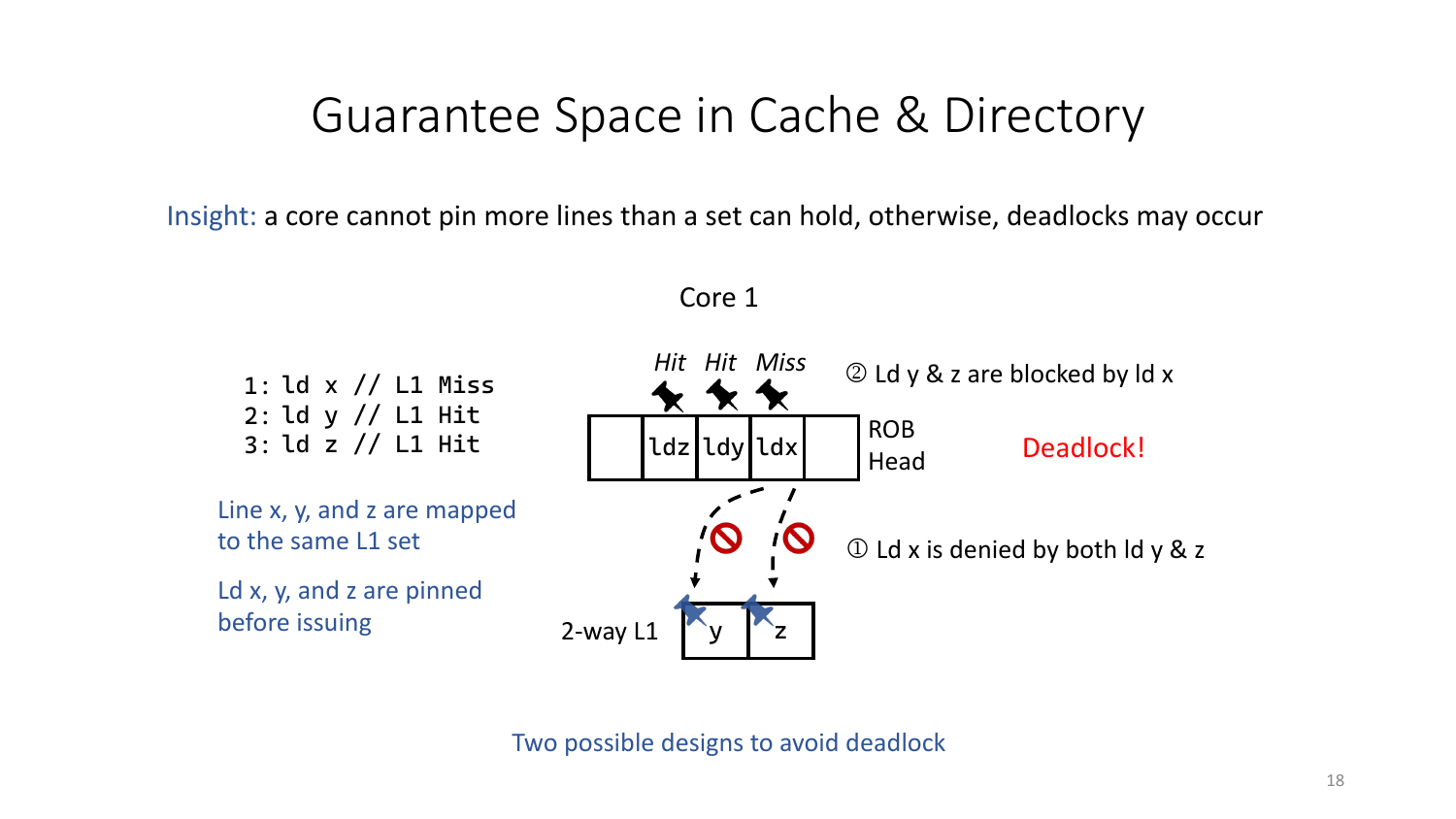# Guarantee Space in Cache & Directory

Insight: a core cannot pin more lines than a set can hold, otherwise, deadlocks may occur

```
1: ld x // L1 Miss
2: ld y // L1 Hit
3: ld z // L1 Hit
```

Line x, y, and z are mapped to the same L1 set

Ld x, y, and z are pinned before issuing

Core 1

*Hit* *Hit* *Miss*

ldz | ldy | ldx — ROB Head

② Ld y & z are blocked by ld x

Deadlock!

① Ld x is denied by both ld y & z

2-way L1: y | z

Two possible designs to avoid deadlock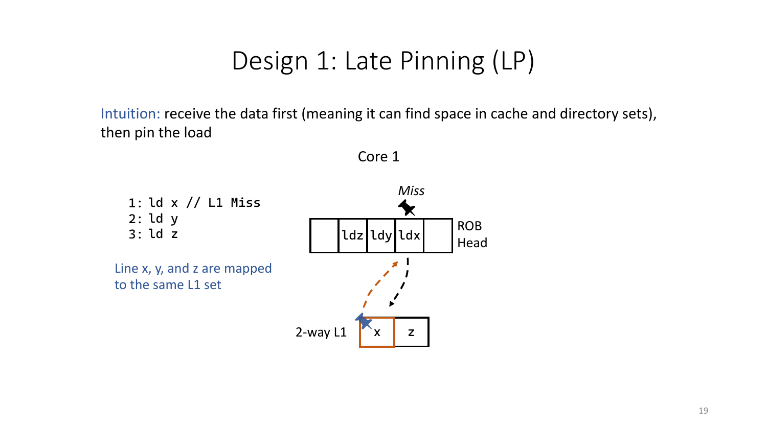# Design 1: Late Pinning (LP)

Intuition: receive the data first (meaning it can find space in cache and directory sets), then pin the load

Core 1

```
1: ld x // L1 Miss
2: ld y
3: ld z
```

Line x, y, and z are mapped to the same L1 set

*Miss*

| | ldz | ldy | ldx | |
|---|---|---|---|---|

ROB Head

2-way L1

| x | z |
|---|---|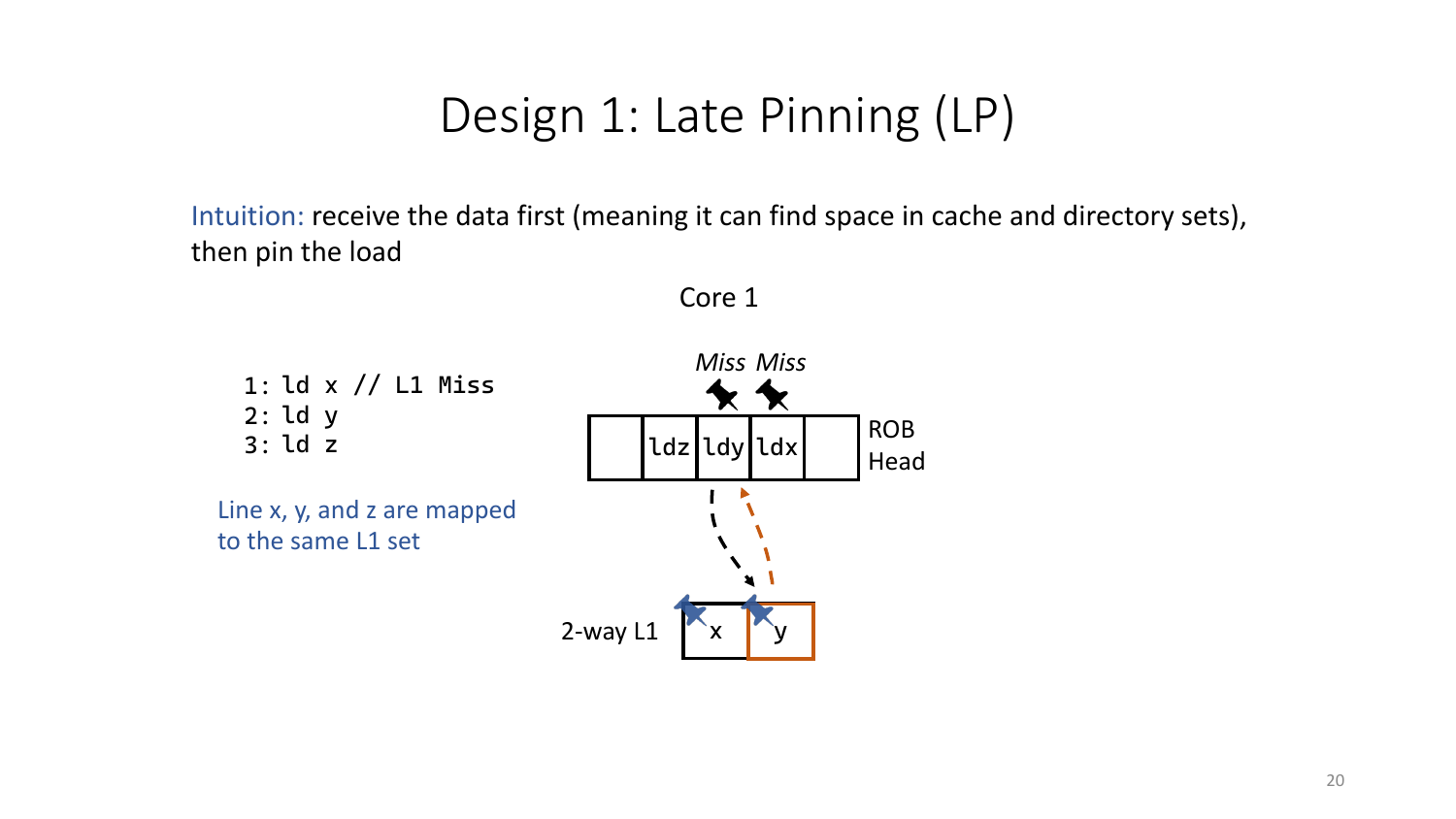# Design 1: Late Pinning (LP)

Intuition: receive the data first (meaning it can find space in cache and directory sets), then pin the load

Core 1

```
1: ld x // L1 Miss
2: ld y
3: ld z
```

Line x, y, and z are mapped to the same L1 set

*Miss Miss*

ldz | ldy | ldx — ROB Head

2-way L1: x | y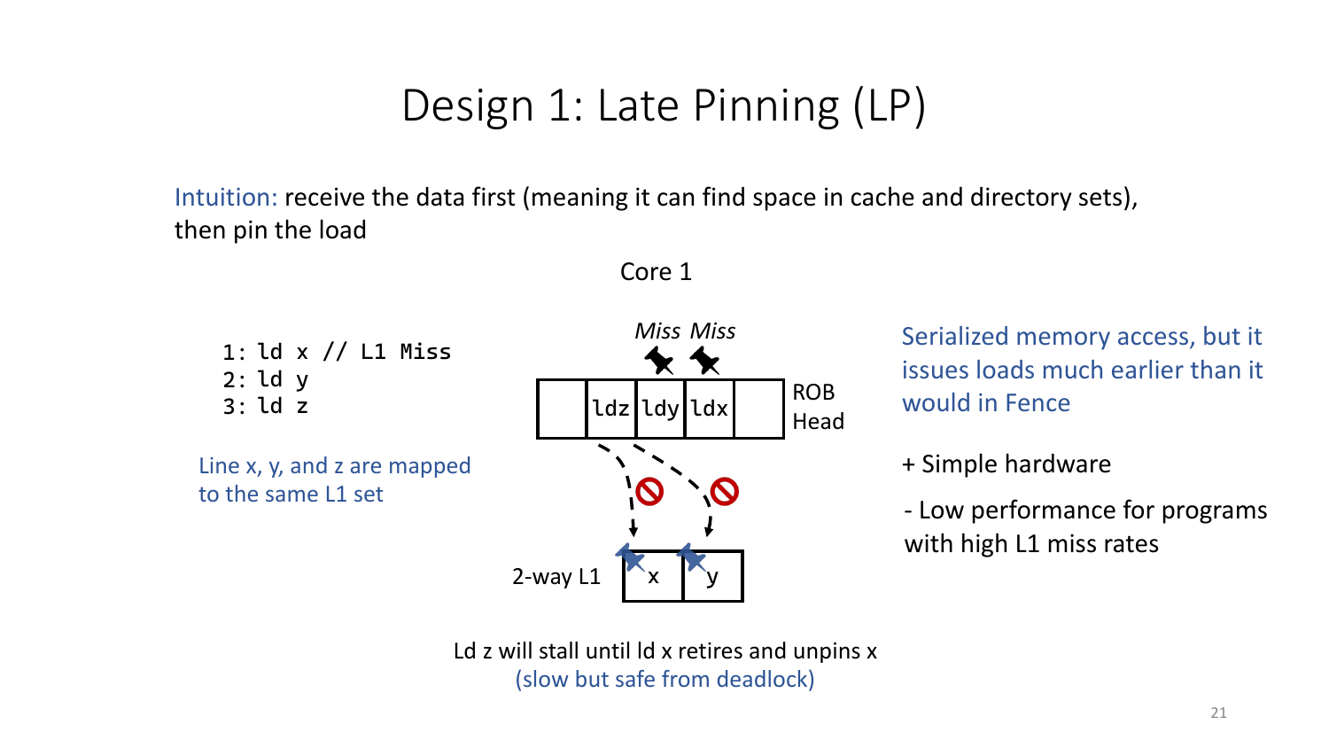# Design 1: Late Pinning (LP)

Intuition: receive the data first (meaning it can find space in cache and directory sets), then pin the load

Core 1

```
1: ld x // L1 Miss
2: ld y
3: ld z
```

Line x, y, and z are mapped to the same L1 set

*Miss* *Miss*

ldz | ldy | ldx — ROB Head

2-way L1: x | y

Ld z will stall until ld x retires and unpins x
(slow but safe from deadlock)

Serialized memory access, but it issues loads much earlier than it would in Fence

+ Simple hardware

- Low performance for programs with high L1 miss rates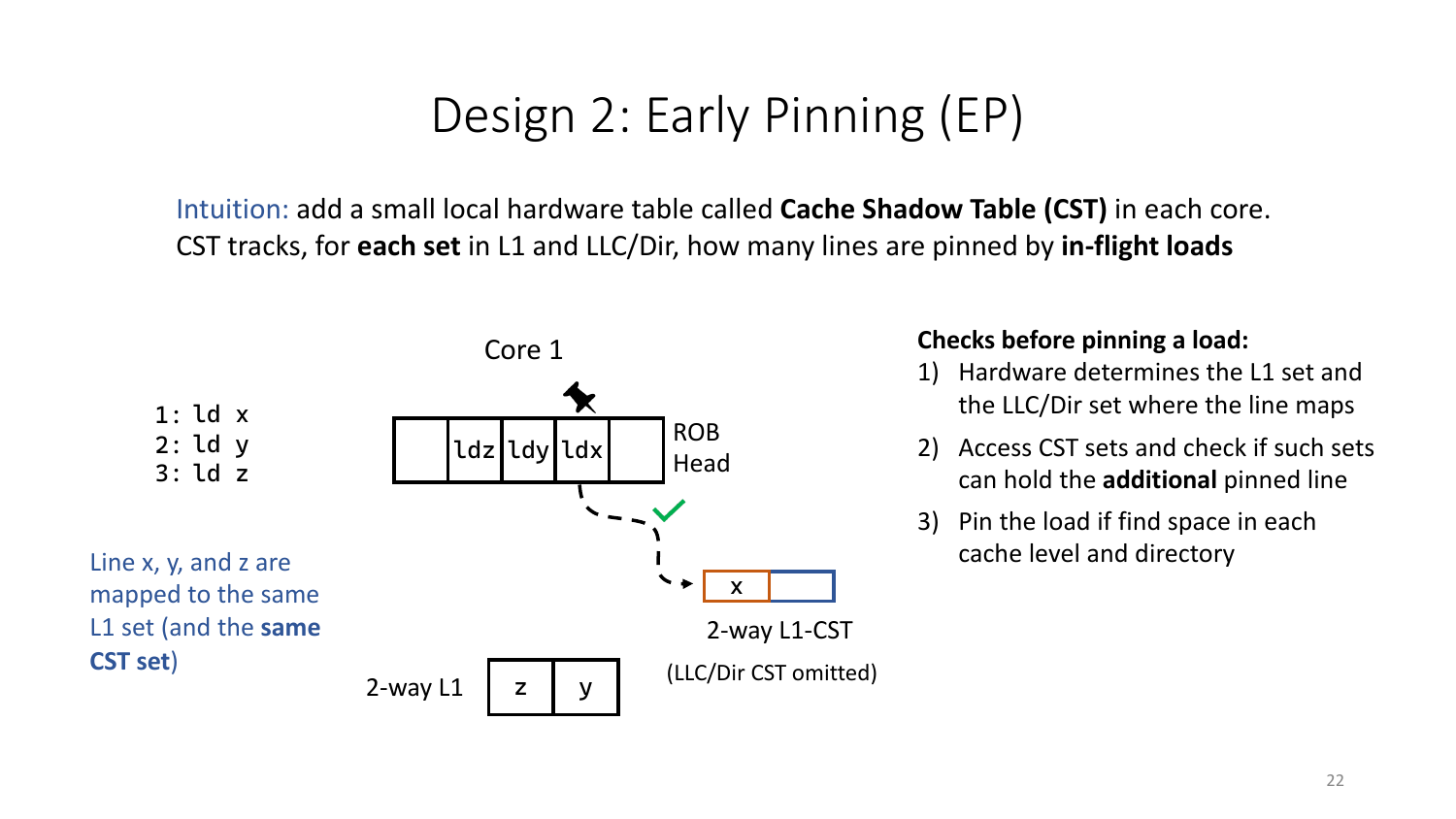# Design 2: Early Pinning (EP)

Intuition: add a small local hardware table called **Cache Shadow Table (CST)** in each core. CST tracks, for **each set** in L1 and LLC/Dir, how many lines are pinned by **in-flight loads**

```
1: ld x
2: ld y
3: ld z
```

Line x, y, and z are mapped to the same L1 set (and the **same CST set**)

Core 1

| | ldz | ldy | ldx | |
|---|---|---|---|---|

ROB Head

2-way L1-CST: | x | |

(LLC/Dir CST omitted)

2-way L1: | z | y |

**Checks before pinning a load:**

1) Hardware determines the L1 set and the LLC/Dir set where the line maps
2) Access CST sets and check if such sets can hold the **additional** pinned line
3) Pin the load if find space in each cache level and directory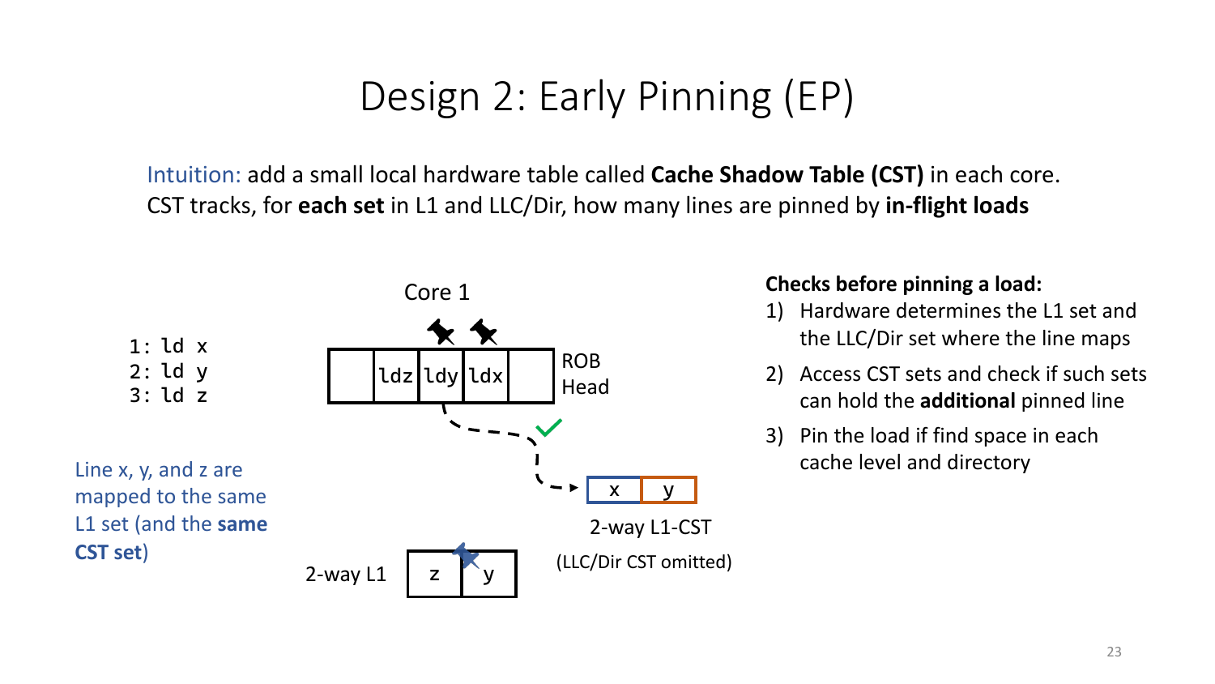# Design 2: Early Pinning (EP)

Intuition: add a small local hardware table called **Cache Shadow Table (CST)** in each core. CST tracks, for **each set** in L1 and LLC/Dir, how many lines are pinned by **in-flight loads**

```
1: ld x
2: ld y
3: ld z
```

Line x, y, and z are mapped to the same L1 set (and the **same CST set**)

Core 1

| | ldz | ldy | ldx | |
|---|---|---|---|---|

ROB Head

2-way L1: | z | y |

2-way L1-CST: | x | y |

(LLC/Dir CST omitted)

**Checks before pinning a load:**

1) Hardware determines the L1 set and the LLC/Dir set where the line maps
2) Access CST sets and check if such sets can hold the **additional** pinned line
3) Pin the load if find space in each cache level and directory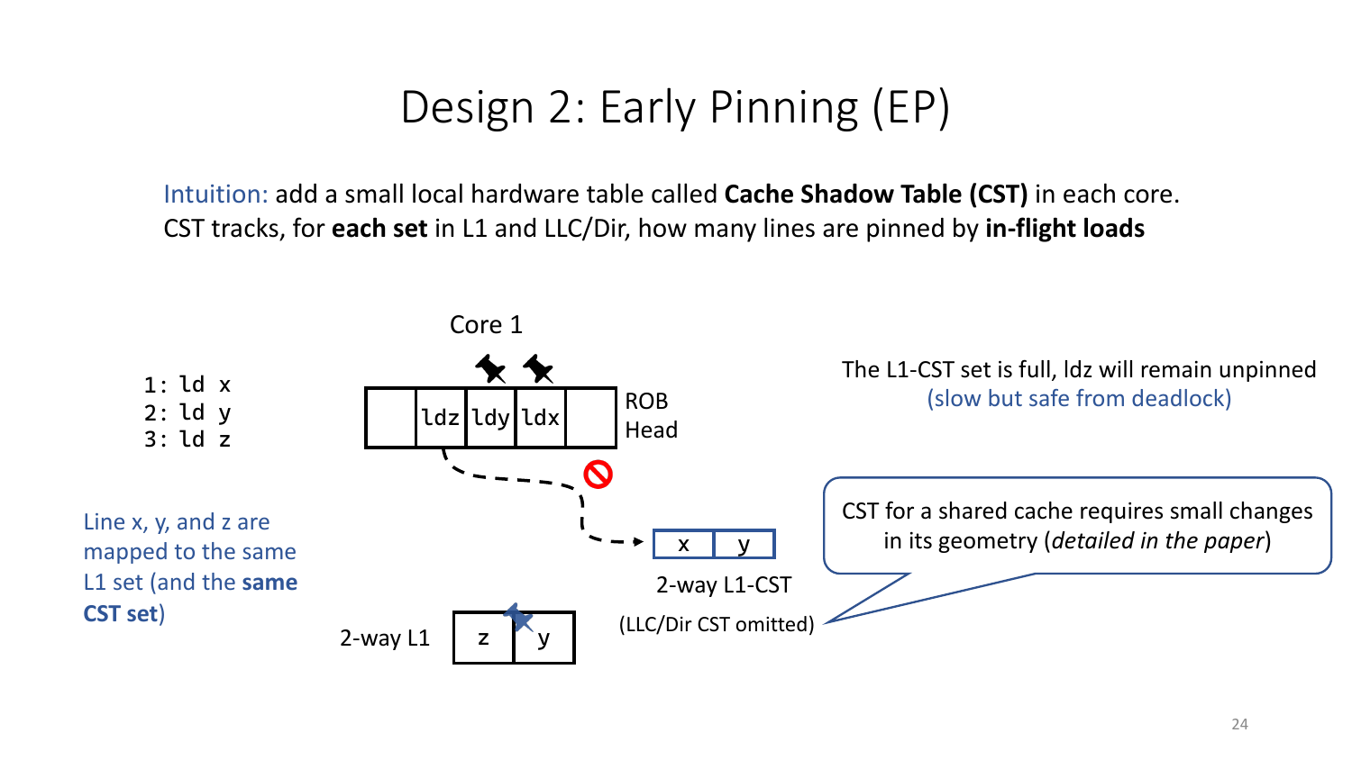# Design 2: Early Pinning (EP)

Intuition: add a small local hardware table called **Cache Shadow Table (CST)** in each core. CST tracks, for **each set** in L1 and LLC/Dir, how many lines are pinned by **in-flight loads**

```
1: ld x
2: ld y
3: ld z
```

Line x, y, and z are mapped to the same L1 set (and the **same CST set**)

Core 1

| | ldz | ldy | ldx | |
|---|---|---|---|---|

ROB Head

The L1-CST set is full, ldz will remain unpinned (slow but safe from deadlock)

| x | y |
|---|---|

2-way L1-CST

(LLC/Dir CST omitted)

2-way L1

| z | y |
|---|---|

CST for a shared cache requires small changes in its geometry (*detailed in the paper*)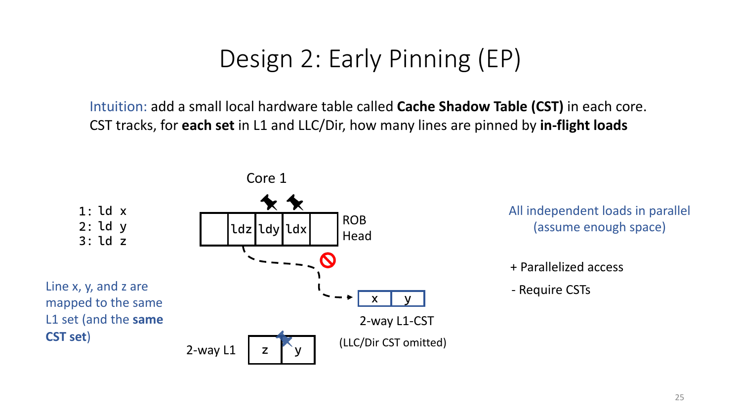# Design 2: Early Pinning (EP)

Intuition: add a small local hardware table called **Cache Shadow Table (CST)** in each core. CST tracks, for **each set** in L1 and LLC/Dir, how many lines are pinned by **in-flight loads**

```
1: ld x
2: ld y
3: ld z
```

Line x, y, and z are mapped to the same L1 set (and the **same CST set**)

Core 1

| | ldz | ldy | ldx | |
|---|---|---|---|---|

ROB Head

| x | y |
|---|---|

2-way L1-CST

(LLC/Dir CST omitted)

2-way L1

| z | y |
|---|---|

All independent loads in parallel (assume enough space)

+ Parallelized access

- Require CSTs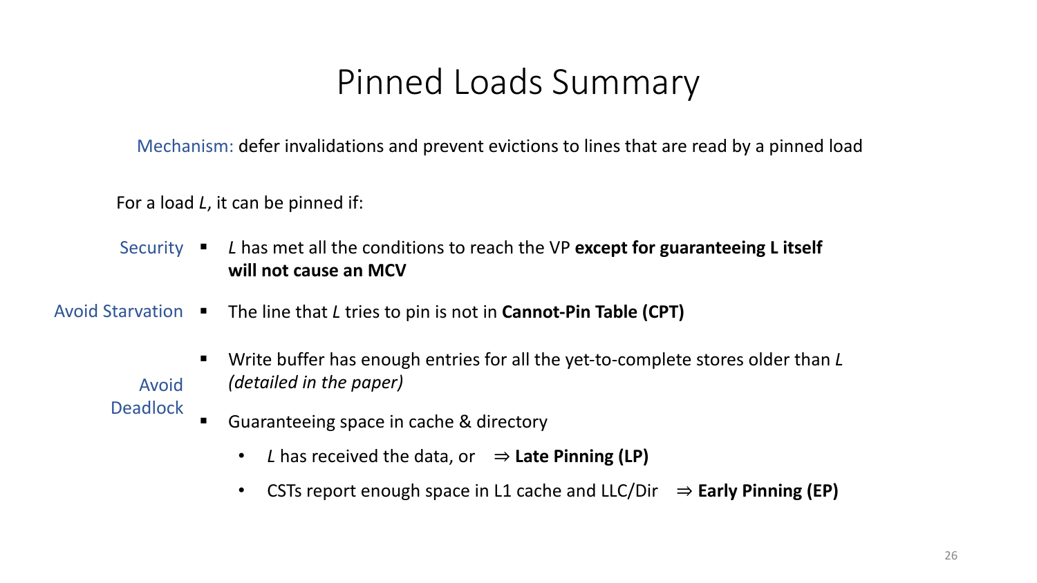# Pinned Loads Summary

Mechanism: defer invalidations and prevent evictions to lines that are read by a pinned load

For a load *L*, it can be pinned if:

**Security**

- *L* has met all the conditions to reach the VP **except for guaranteeing L itself will not cause an MCV**

**Avoid Starvation**

- The line that *L* tries to pin is not in **Cannot-Pin Table (CPT)**

**Avoid Deadlock**

- Write buffer has enough entries for all the yet-to-complete stores older than *L* *(detailed in the paper)*
- Guaranteeing space in cache & directory
  - *L* has received the data, or ⇒ **Late Pinning (LP)**
  - CSTs report enough space in L1 cache and LLC/Dir ⇒ **Early Pinning (EP)**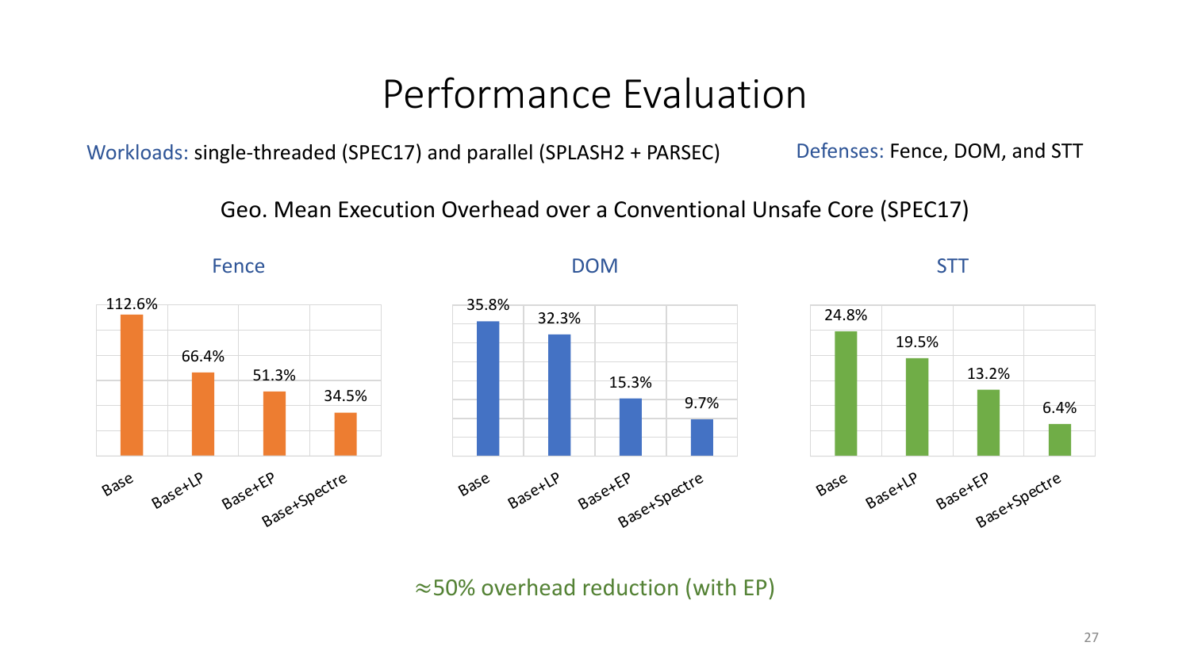# Performance Evaluation

Workloads: single-threaded (SPEC17) and parallel (SPLASH2 + PARSEC)

Defenses: Fence, DOM, and STT

Geo. Mean Execution Overhead over a Conventional Unsafe Core (SPEC17)

| | Fence | DOM | STT |
|---|---|---|---|
| Base | 112.6% | 35.8% | 24.8% |
| Base+LP | 66.4% | 32.3% | 19.5% |
| Base+EP | 51.3% | 15.3% | 13.2% |
| Base+Spectre | 34.5% | 9.7% | 6.4% |

≈50% overhead reduction (with EP)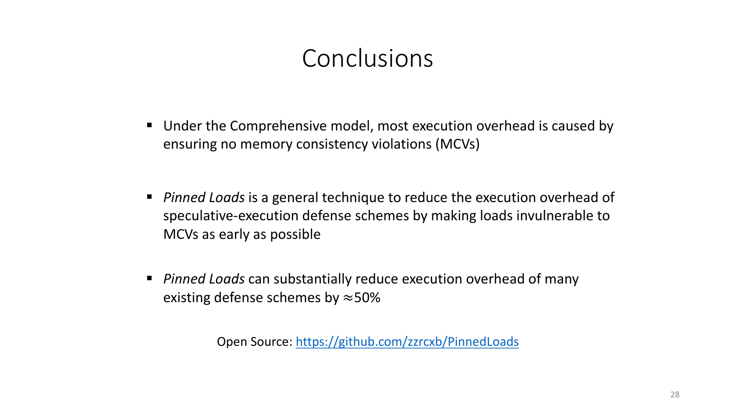# Conclusions

- Under the Comprehensive model, most execution overhead is caused by ensuring no memory consistency violations (MCVs)
- *Pinned Loads* is a general technique to reduce the execution overhead of speculative-execution defense schemes by making loads invulnerable to MCVs as early as possible
- *Pinned Loads* can substantially reduce execution overhead of many existing defense schemes by $\approx$50%

Open Source: [https://github.com/zzrcxb/PinnedLoads](https://github.com/zzrcxb/PinnedLoads)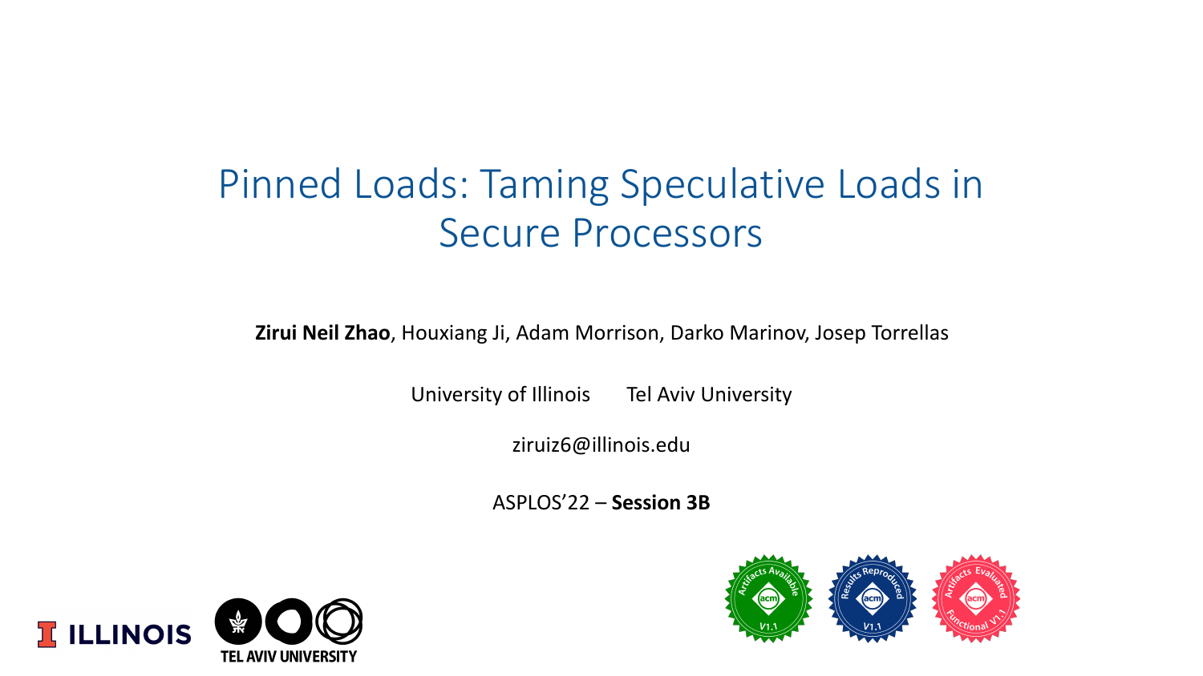# Pinned Loads: Taming Speculative Loads in Secure Processors

**Zirui Neil Zhao**, Houxiang Ji, Adam Morrison, Darko Marinov, Josep Torrellas

University of Illinois Tel Aviv University

ziruiz6@illinois.edu

ASPLOS'22 – **Session 3B**